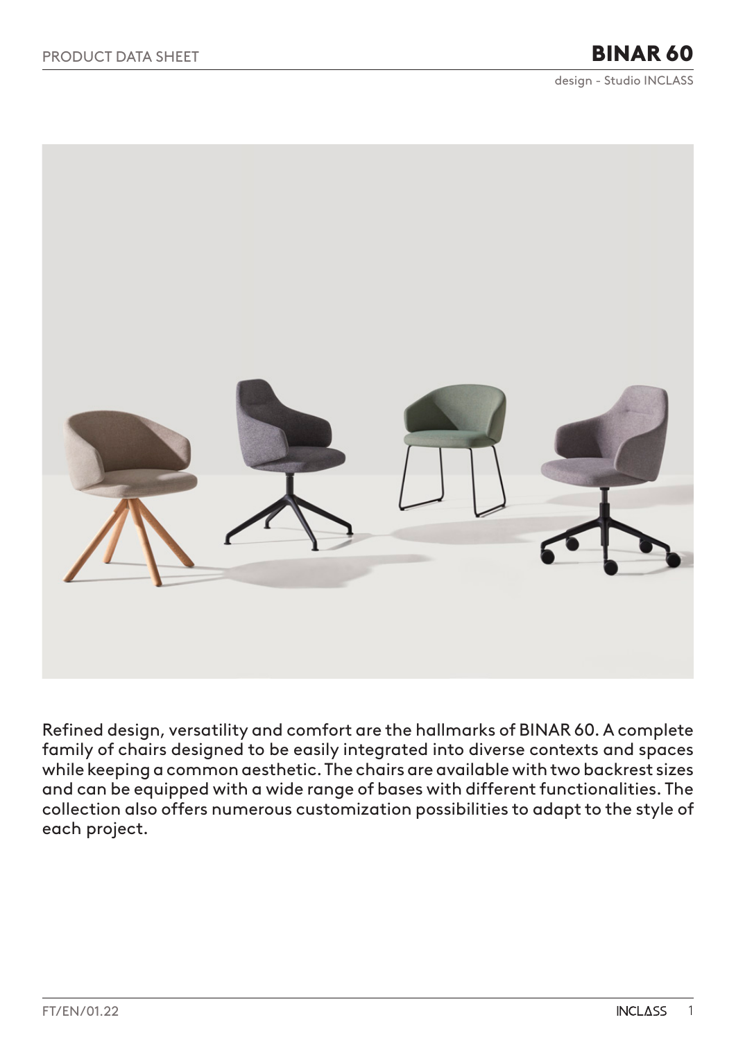PRODUCT DATA SHEET

# BINAR 60

design - Studio INCLASS

Refined design, versatility and comfort are the hallmarks of BINAR 60. A complete family of chairs designed to be easily integrated into diverse contexts and spaces while keeping a common aesthetic. The chairs are available with two backrest sizes and can be equipped with a wide range of bases with different functionalities. The collection also offers numerous customization possibilities to adapt to the style of each project.

FT/EN/01.22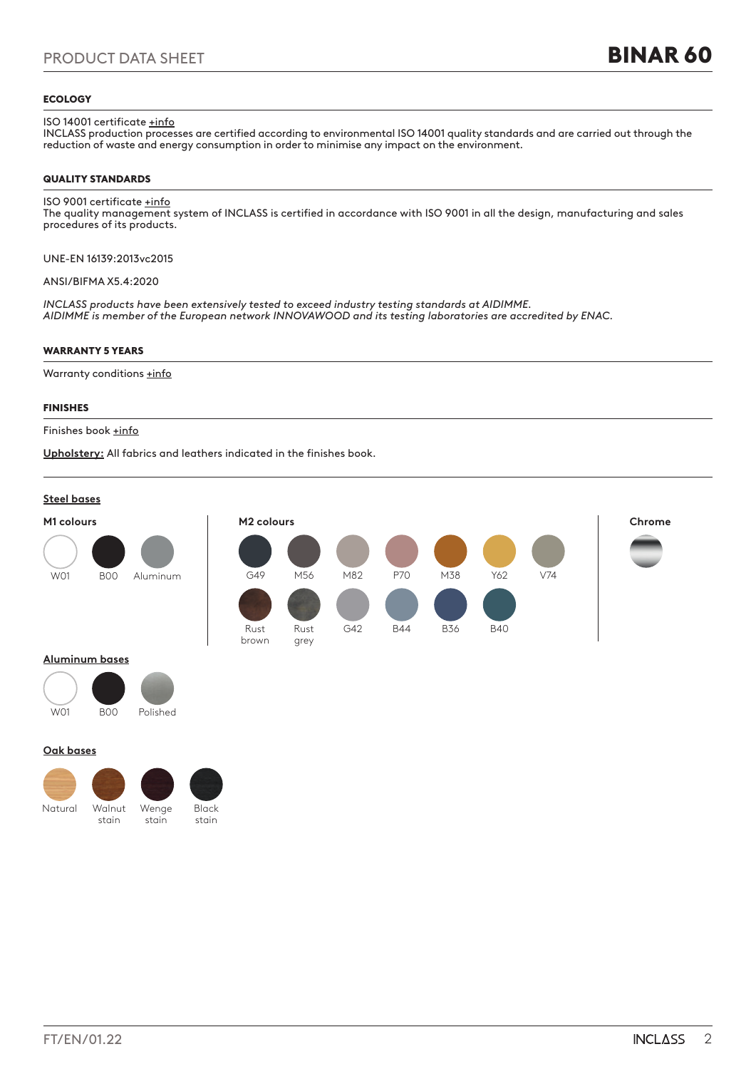## ECOLOGY

ISO 14001 certificate +info
INCLASS production processes are certified according to environmental ISO 14001 quality standards and are carried out through the reduction of waste and energy consumption in order to minimise any impact on the environment.

## QUALITY STANDARDS

ISO 9001 certificate +info
The quality management system of INCLASS is certified in accordance with ISO 9001 in all the design, manufacturing and sales procedures of its products.

UNE-EN 16139:2013vc2015

ANSI/BIFMA X5.4:2020

*INCLASS products have been extensively tested to exceed industry testing standards at AIDIMME.*
*AIDIMME is member of the European network INNOVAWOOD and its testing laboratories are accredited by ENAC.*

## WARRANTY 5 YEARS

Warranty conditions +info

## FINISHES

Finishes book +info

**Upholstery:** All fabrics and leathers indicated in the finishes book.

**Steel bases**

**M1 colours**

W01, B00, Aluminum

**M2 colours**

G49, M56, M82, P70, M38, Y62, V74, Rust brown, Rust grey, G42, B44, B36, B40

**Chrome**

**Aluminum bases**

W01, B00, Polished

**Oak bases**

Natural, Walnut stain, Wenge stain, Black stain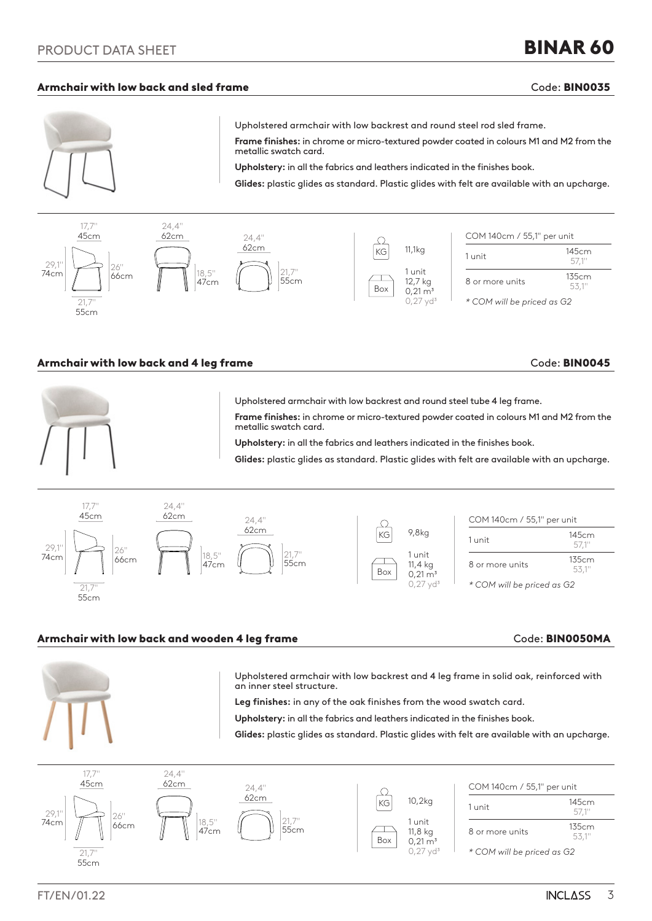# PRODUCT DATA SHEET — BINAR 60

## Armchair with low back and sled frame

Code: **BIN0035**

Upholstered armchair with low backrest and round steel rod sled frame.

**Frame finishes:** in chrome or micro-textured powder coated in colours M1 and M2 from the metallic swatch card.

**Upholstery:** in all the fabrics and leathers indicated in the finishes book.

**Glides:** plastic glides as standard. Plastic glides with felt are available with an upcharge.

Dimensions: 17,7" 45cm · 29,1" 74cm · 26" 66cm · 21,7" 55cm · 24,4" 62cm · 18,5" 47cm · 24,4" 62cm · 21,7" 55cm

KG: 11,1kg

Box: 1 unit, 12,7 kg, 0,21 m³, 0,27 yd³

| COM 140cm / 55,1" per unit | |
|---|---|
| 1 unit | 145cm 57,1" |
| 8 or more units | 135cm 53,1" |

*\* COM will be priced as G2*

## Armchair with low back and 4 leg frame

Code: **BIN0045**

Upholstered armchair with low backrest and round steel tube 4 leg frame.

**Frame finishes:** in chrome or micro-textured powder coated in colours M1 and M2 from the metallic swatch card.

**Upholstery:** in all the fabrics and leathers indicated in the finishes book.

**Glides:** plastic glides as standard. Plastic glides with felt are available with an upcharge.

Dimensions: 17,7" 45cm · 29,1" 74cm · 26" 66cm · 21,7" 55cm · 24,4" 62cm · 18,5" 47cm · 24,4" 62cm · 21,7" 55cm

KG: 9,8kg

Box: 1 unit, 11,4 kg, 0,21 m³, 0,27 yd³

| COM 140cm / 55,1" per unit | |
|---|---|
| 1 unit | 145cm 57,1" |
| 8 or more units | 135cm 53,1" |

*\* COM will be priced as G2*

## Armchair with low back and wooden 4 leg frame

Code: **BIN0050MA**

Upholstered armchair with low backrest and 4 leg frame in solid oak, reinforced with an inner steel structure.

**Leg finishes:** in any of the oak finishes from the wood swatch card.

**Upholstery:** in all the fabrics and leathers indicated in the finishes book.

**Glides:** plastic glides as standard. Plastic glides with felt are available with an upcharge.

Dimensions: 17,7" 45cm · 29,1" 74cm · 26" 66cm · 21,7" 55cm · 24,4" 62cm · 18,5" 47cm · 24,4" 62cm · 21,7" 55cm

KG: 10,2kg

Box: 1 unit, 11,8 kg, 0,21 m³, 0,27 yd³

| COM 140cm / 55,1" per unit | |
|---|---|
| 1 unit | 145cm 57,1" |
| 8 or more units | 135cm 53,1" |

*\* COM will be priced as G2*

FT/EN/01.22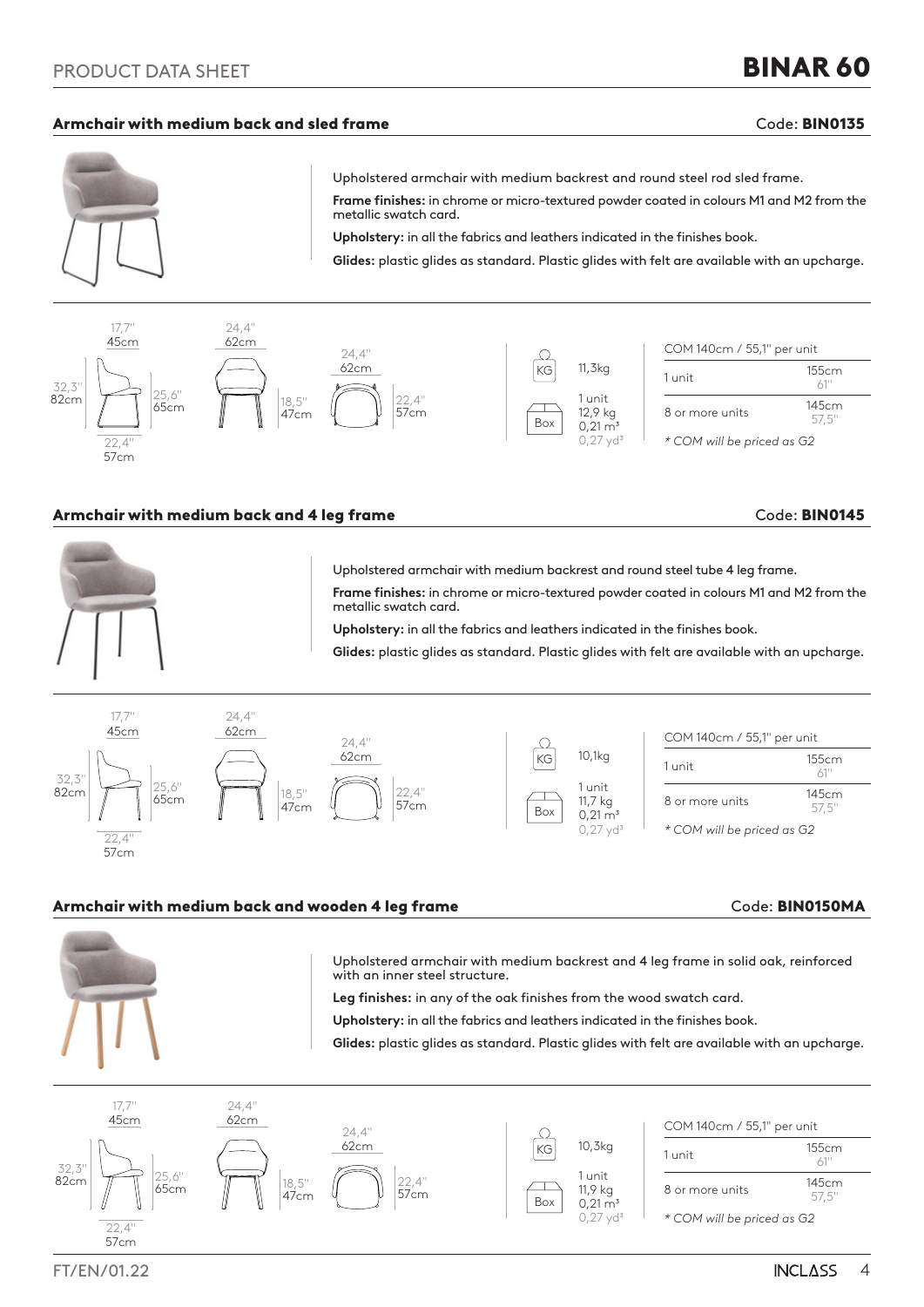PRODUCT DATA SHEET

# BINAR 60

## Armchair with medium back and sled frame

Code: **BIN0135**

Upholstered armchair with medium backrest and round steel rod sled frame.

**Frame finishes:** in chrome or micro-textured powder coated in colours M1 and M2 from the metallic swatch card.

**Upholstery:** in all the fabrics and leathers indicated in the finishes book.

**Glides:** plastic glides as standard. Plastic glides with felt are available with an upcharge.

Dimensions: 17,7" / 45cm; 24,4" / 62cm; 32,3" / 82cm; 25,6" / 65cm; 18,5" / 47cm; 24,4" / 62cm; 22,4" / 57cm; 22,4" / 57cm

KG: 11,3kg

Box: 1 unit, 12,9 kg, 0,21 m³, 0,27 yd³

| COM 140cm / 55,1" per unit | |
|---|---|
| 1 unit | 155cm 61" |
| 8 or more units | 145cm 57,5" |

*\* COM will be priced as G2*

## Armchair with medium back and 4 leg frame

Code: **BIN0145**

Upholstered armchair with medium backrest and round steel tube 4 leg frame.

**Frame finishes:** in chrome or micro-textured powder coated in colours M1 and M2 from the metallic swatch card.

**Upholstery:** in all the fabrics and leathers indicated in the finishes book.

**Glides:** plastic glides as standard. Plastic glides with felt are available with an upcharge.

Dimensions: 17,7" / 45cm; 24,4" / 62cm; 32,3" / 82cm; 25,6" / 65cm; 18,5" / 47cm; 24,4" / 62cm; 22,4" / 57cm; 22,4" / 57cm

KG: 10,1kg

Box: 1 unit, 11,7 kg, 0,21 m³, 0,27 yd³

| COM 140cm / 55,1" per unit | |
|---|---|
| 1 unit | 155cm 61" |
| 8 or more units | 145cm 57,5" |

*\* COM will be priced as G2*

## Armchair with medium back and wooden 4 leg frame

Code: **BIN0150MA**

Upholstered armchair with medium backrest and 4 leg frame in solid oak, reinforced with an inner steel structure.

**Leg finishes:** in any of the oak finishes from the wood swatch card.

**Upholstery:** in all the fabrics and leathers indicated in the finishes book.

**Glides:** plastic glides as standard. Plastic glides with felt are available with an upcharge.

Dimensions: 17,7" / 45cm; 24,4" / 62cm; 32,3" / 82cm; 25,6" / 65cm; 18,5" / 47cm; 24,4" / 62cm; 22,4" / 57cm; 22,4" / 57cm

KG: 10,3kg

Box: 1 unit, 11,9 kg, 0,21 m³, 0,27 yd³

| COM 140cm / 55,1" per unit | |
|---|---|
| 1 unit | 155cm 61" |
| 8 or more units | 145cm 57,5" |

*\* COM will be priced as G2*

FT/EN/01.22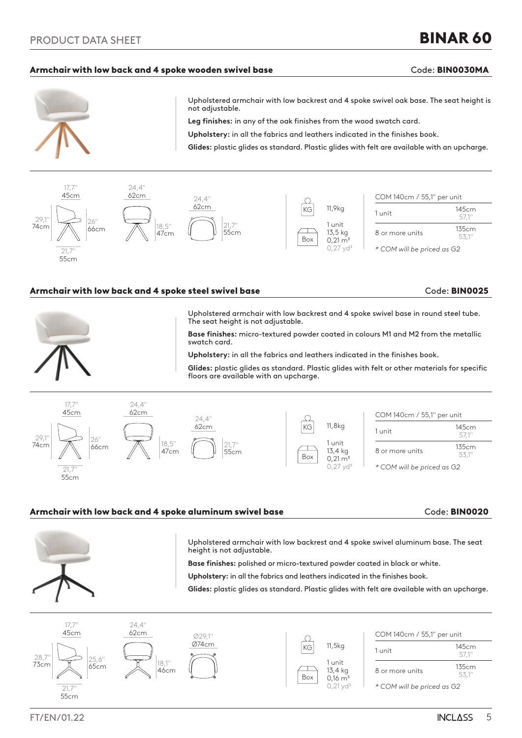# BINAR 60

PRODUCT DATA SHEET

## Armchair with low back and 4 spoke wooden swivel base

Code: **BIN0030MA**

Upholstered armchair with low backrest and 4 spoke swivel oak base. The seat height is not adjustable.

**Leg finishes:** in any of the oak finishes from the wood swatch card.

**Upholstery:** in all the fabrics and leathers indicated in the finishes book.

**Glides:** plastic glides as standard. Plastic glides with felt are available with an upcharge.

Dimensions: 17,7" / 45cm; 29,1" / 74cm; 26" / 66cm; 21,7" / 55cm; 24,4" / 62cm; 18,5" / 47cm; 24,4" / 62cm; 21,7" / 55cm

KG: 11,9kg

Box: 1 unit, 13,5 kg, 0,21 m³, 0,27 yd³

| COM 140cm / 55,1" per unit | |
|---|---|
| 1 unit | 145cm 57,1" |
| 8 or more units | 135cm 53,1" |

*\* COM will be priced as G2*

## Armchair with low back and 4 spoke steel swivel base

Code: **BIN0025**

Upholstered armchair with low backrest and 4 spoke swivel base in round steel tube. The seat height is not adjustable.

**Base finishes:** micro-textured powder coated in colours M1 and M2 from the metallic swatch card.

**Upholstery:** in all the fabrics and leathers indicated in the finishes book.

**Glides:** plastic glides as standard. Plastic glides with felt or other materials for specific floors are available with an upcharge.

Dimensions: 17,7" / 45cm; 29,1" / 74cm; 26" / 66cm; 21,7" / 55cm; 24,4" / 62cm; 18,5" / 47cm; 24,4" / 62cm; 21,7" / 55cm

KG: 11,8kg

Box: 1 unit, 13,4 kg, 0,21 m³, 0,27 yd³

| COM 140cm / 55,1" per unit | |
|---|---|
| 1 unit | 145cm 57,1" |
| 8 or more units | 135cm 53,1" |

*\* COM will be priced as G2*

## Armchair with low back and 4 spoke aluminum swivel base

Code: **BIN0020**

Upholstered armchair with low backrest and 4 spoke swivel aluminum base. The seat height is not adjustable.

**Base finishes:** polished or micro-textured powder coated in black or white.

**Upholstery:** in all the fabrics and leathers indicated in the finishes book.

**Glides:** plastic glides as standard. Plastic glides with felt are available with an upcharge.

Dimensions: 17,7" / 45cm; 28,7" / 73cm; 25,6" / 65cm; 21,7" / 55cm; 24,4" / 62cm; 18,1" / 46cm; Ø29,1" / Ø74cm

KG: 11,5kg

Box: 1 unit, 13,4 kg, 0,16 m³, 0,21 yd³

| COM 140cm / 55,1" per unit | |
|---|---|
| 1 unit | 145cm 57,1" |
| 8 or more units | 135cm 53,1" |

*\* COM will be priced as G2*

FT/EN/01.22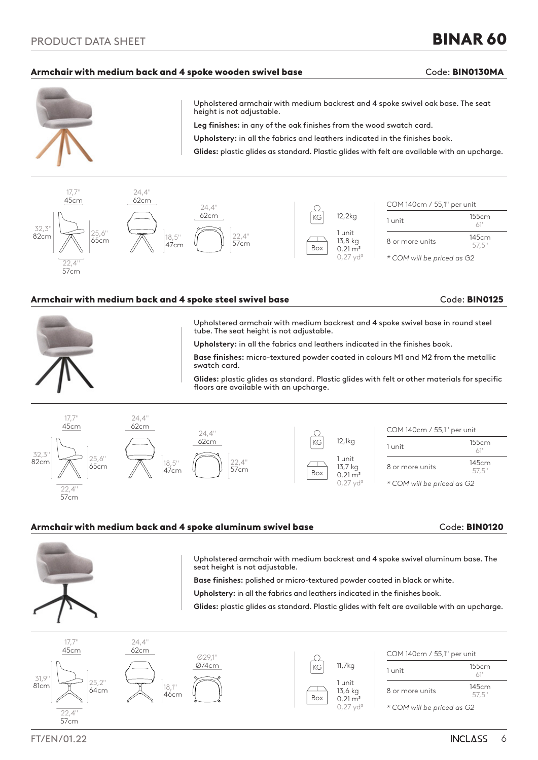# PRODUCT DATA SHEET

# BINAR 60

## Armchair with medium back and 4 spoke wooden swivel base

Code: **BIN0130MA**

Upholstered armchair with medium backrest and 4 spoke swivel oak base. The seat height is not adjustable.

**Leg finishes:** in any of the oak finishes from the wood swatch card.

**Upholstery:** in all the fabrics and leathers indicated in the finishes book.

**Glides:** plastic glides as standard. Plastic glides with felt are available with an upcharge.

Dimensions: 17,7" / 45cm; 24,4" / 62cm; 32,3" / 82cm; 25,6" / 65cm; 18,5" / 47cm; 22,4" / 57cm; 24,4" / 62cm; 22,4" / 57cm

KG: 12,2kg

Box: 1 unit, 13,8 kg, 0,21 m³, 0,27 yd³

| COM 140cm / 55,1" per unit | |
|---|---|
| 1 unit | 155cm 61" |
| 8 or more units | 145cm 57,5" |

*\* COM will be priced as G2*

## Armchair with medium back and 4 spoke steel swivel base

Code: **BIN0125**

Upholstered armchair with medium backrest and 4 spoke swivel base in round steel tube. The seat height is not adjustable.

**Upholstery:** in all the fabrics and leathers indicated in the finishes book.

**Base finishes:** micro-textured powder coated in colours M1 and M2 from the metallic swatch card.

**Glides:** plastic glides as standard. Plastic glides with felt or other materials for specific floors are available with an upcharge.

Dimensions: 17,7" / 45cm; 24,4" / 62cm; 32,3" / 82cm; 25,6" / 65cm; 18,5" / 47cm; 22,4" / 57cm; 24,4" / 62cm; 22,4" / 57cm

KG: 12,1kg

Box: 1 unit, 13,7 kg, 0,21 m³, 0,27 yd³

| COM 140cm / 55,1" per unit | |
|---|---|
| 1 unit | 155cm 61" |
| 8 or more units | 145cm 57,5" |

*\* COM will be priced as G2*

## Armchair with medium back and 4 spoke aluminum swivel base

Code: **BIN0120**

Upholstered armchair with medium backrest and 4 spoke swivel aluminum base. The seat height is not adjustable.

**Base finishes:** polished or micro-textured powder coated in black or white.

**Upholstery:** in all the fabrics and leathers indicated in the finishes book.

**Glides:** plastic glides as standard. Plastic glides with felt are available with an upcharge.

Dimensions: 17,7" / 45cm; 24,4" / 62cm; 31,9" / 81cm; 25,2" / 64cm; 18,1" / 46cm; 22,4" / 57cm; Ø29,1" / Ø74cm

KG: 11,7kg

Box: 1 unit, 13,6 kg, 0,21 m³, 0,27 yd³

| COM 140cm / 55,1" per unit | |
|---|---|
| 1 unit | 155cm 61" |
| 8 or more units | 145cm 57,5" |

*\* COM will be priced as G2*

FT/EN/01.22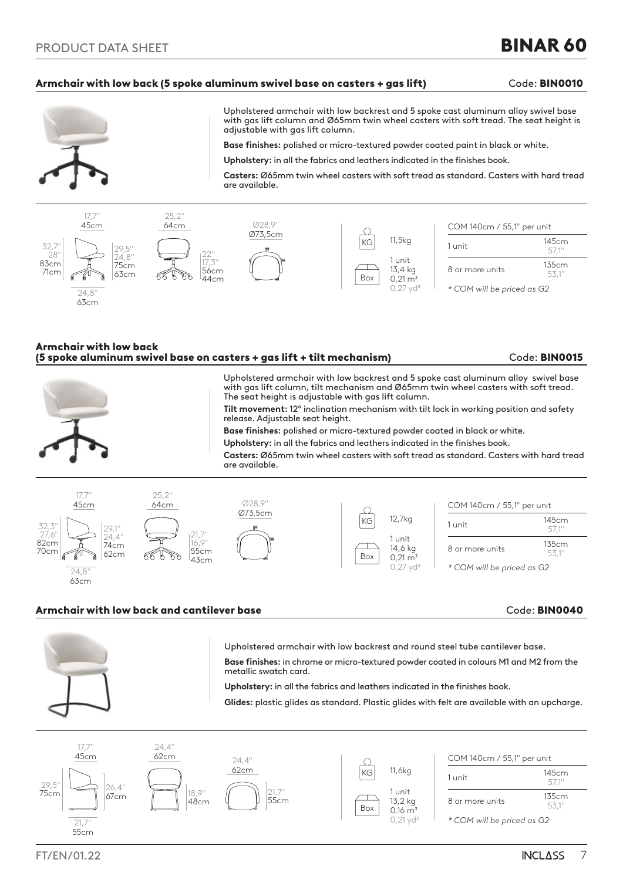# BINAR 60

## Armchair with low back (5 spoke aluminum swivel base on casters + gas lift)

Code: **BIN0010**

Upholstered armchair with low backrest and 5 spoke cast aluminum alloy swivel base with gas lift column and Ø65mm twin wheel casters with soft tread. The seat height is adjustable with gas lift column.

**Base finishes:** polished or micro-textured powder coated paint in black or white.

**Upholstery:** in all the fabrics and leathers indicated in the finishes book.

**Casters:** Ø65mm twin wheel casters with soft tread as standard. Casters with hard tread are available.

Dimensions: 17,7" / 45cm; 32,7" / 28" – 83cm / 71cm; 29,5" / 24,8" – 75cm / 63cm; 24,8" / 63cm; 25,2" / 64cm; 22" / 17,3" – 56cm / 44cm; Ø28,9" / Ø73,5cm

KG: 11,5kg

Box: 1 unit, 13,4 kg, 0,21 m³, 0,27 yd³

| COM 140cm / 55,1" per unit | |
|---|---|
| 1 unit | 145cm 57,1" |
| 8 or more units | 135cm 53,1" |

*\* COM will be priced as G2*

## Armchair with low back (5 spoke aluminum swivel base on casters + gas lift + tilt mechanism)

Code: **BIN0015**

Upholstered armchair with low backrest and 5 spoke cast aluminum alloy swivel base with gas lift column, tilt mechanism and Ø65mm twin wheel casters with soft tread. The seat height is adjustable with gas lift column.

**Tilt movement:** 12° inclination mechanism with tilt lock in working position and safety release. Adjustable seat height.

**Base finishes:** polished or micro-textured powder coated in black or white.

**Upholstery:** in all the fabrics and leathers indicated in the finishes book.

**Casters:** Ø65mm twin wheel casters with soft tread as standard. Casters with hard tread are available.

Dimensions: 17,7" / 45cm; 32,3" / 27,6" – 82cm / 70cm; 29,1" / 24,4" – 74cm / 62cm; 24,8" / 63cm; 25,2" / 64cm; 21,7" / 16,9" – 55cm / 43cm; Ø28,9" / Ø73,5cm

KG: 12,7kg

Box: 1 unit, 14,6 kg, 0,21 m³, 0,27 yd³

| COM 140cm / 55,1" per unit | |
|---|---|
| 1 unit | 145cm 57,1" |
| 8 or more units | 135cm 53,1" |

*\* COM will be priced as G2*

## Armchair with low back and cantilever base

Code: **BIN0040**

Upholstered armchair with low backrest and round steel tube cantilever base.

**Base finishes:** in chrome or micro-textured powder coated in colours M1 and M2 from the metallic swatch card.

**Upholstery:** in all the fabrics and leathers indicated in the finishes book.

**Glides:** plastic glides as standard. Plastic glides with felt are available with an upcharge.

Dimensions: 17,7" / 45cm; 29,5" / 75cm; 26,4" / 67cm; 21,7" / 55cm; 24,4" / 62cm; 18,9" / 48cm; 24,4" / 62cm; 21,7" / 55cm

KG: 11,6kg

Box: 1 unit, 13,2 kg, 0,16 m³, 0,21 yd³

| COM 140cm / 55,1" per unit | |
|---|---|
| 1 unit | 145cm 57,1" |
| 8 or more units | 135cm 53,1" |

*\* COM will be priced as G2*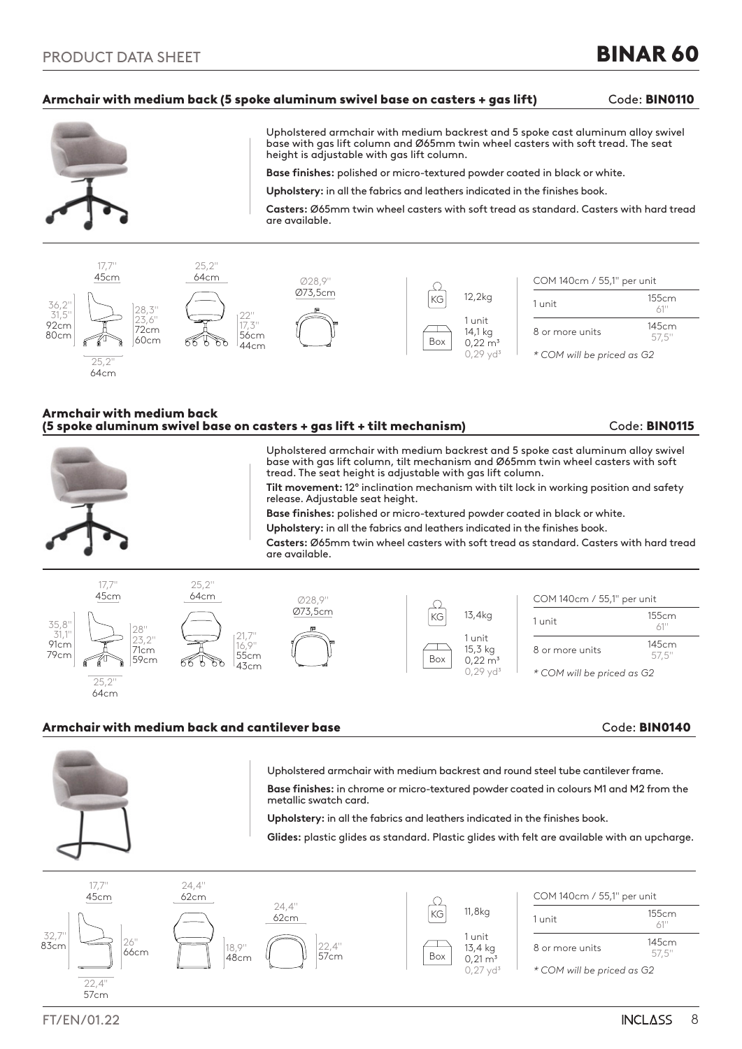# BINAR 60

PRODUCT DATA SHEET

## Armchair with medium back (5 spoke aluminum swivel base on casters + gas lift)

Code: **BIN0110**

Upholstered armchair with medium backrest and 5 spoke cast aluminum alloy swivel base with gas lift column and Ø65mm twin wheel casters with soft tread. The seat height is adjustable with gas lift column.

**Base finishes:** polished or micro-textured powder coated in black or white.

**Upholstery:** in all the fabrics and leathers indicated in the finishes book.

**Casters:** Ø65mm twin wheel casters with soft tread as standard. Casters with hard tread are available.

Dimensions: 17,7" / 45cm; 36,2" 31,5" / 92cm 80cm; 28,3" 23,6" / 72cm 60cm; 25,2" / 64cm; 25,2" / 64cm; 22" 17,3" / 56cm 44cm; Ø28,9" / Ø73,5cm

KG: 12,2kg

Box: 1 unit, 14,1 kg, 0,22 m³, 0,29 yd³

| COM 140cm / 55,1" per unit | |
|---|---|
| 1 unit | 155cm 61" |
| 8 or more units | 145cm 57,5" |

*\* COM will be priced as G2*

## Armchair with medium back (5 spoke aluminum swivel base on casters + gas lift + tilt mechanism)

Code: **BIN0115**

Upholstered armchair with medium backrest and 5 spoke cast aluminum alloy swivel base with gas lift column, tilt mechanism and Ø65mm twin wheel casters with soft tread. The seat height is adjustable with gas lift column.

**Tilt movement:** 12° inclination mechanism with tilt lock in working position and safety release. Adjustable seat height.

**Base finishes:** polished or micro-textured powder coated in black or white.

**Upholstery:** in all the fabrics and leathers indicated in the finishes book.

**Casters:** Ø65mm twin wheel casters with soft tread as standard. Casters with hard tread are available.

Dimensions: 17,7" / 45cm; 35,8" 31,1" / 91cm 79cm; 28" 23,2" / 71cm 59cm; 25,2" / 64cm; 25,2" / 64cm; 21,7" 16,9" / 55cm 43cm; Ø28,9" / Ø73,5cm

KG: 13,4kg

Box: 1 unit, 15,3 kg, 0,22 m³, 0,29 yd³

| COM 140cm / 55,1" per unit | |
|---|---|
| 1 unit | 155cm 61" |
| 8 or more units | 145cm 57,5" |

*\* COM will be priced as G2*

## Armchair with medium back and cantilever base

Code: **BIN0140**

Upholstered armchair with medium backrest and round steel tube cantilever frame.

**Base finishes:** in chrome or micro-textured powder coated in colours M1 and M2 from the metallic swatch card.

**Upholstery:** in all the fabrics and leathers indicated in the finishes book.

**Glides:** plastic glides as standard. Plastic glides with felt are available with an upcharge.

Dimensions: 17,7" / 45cm; 32,7" / 83cm; 26" / 66cm; 22,4" / 57cm; 24,4" / 62cm; 18,9" / 48cm; 24,4" / 62cm; 22,4" / 57cm

KG: 11,8kg

Box: 1 unit, 13,4 kg, 0,21 m³, 0,27 yd³

| COM 140cm / 55,1" per unit | |
|---|---|
| 1 unit | 155cm 61" |
| 8 or more units | 145cm 57,5" |

*\* COM will be priced as G2*

FT/EN/01.22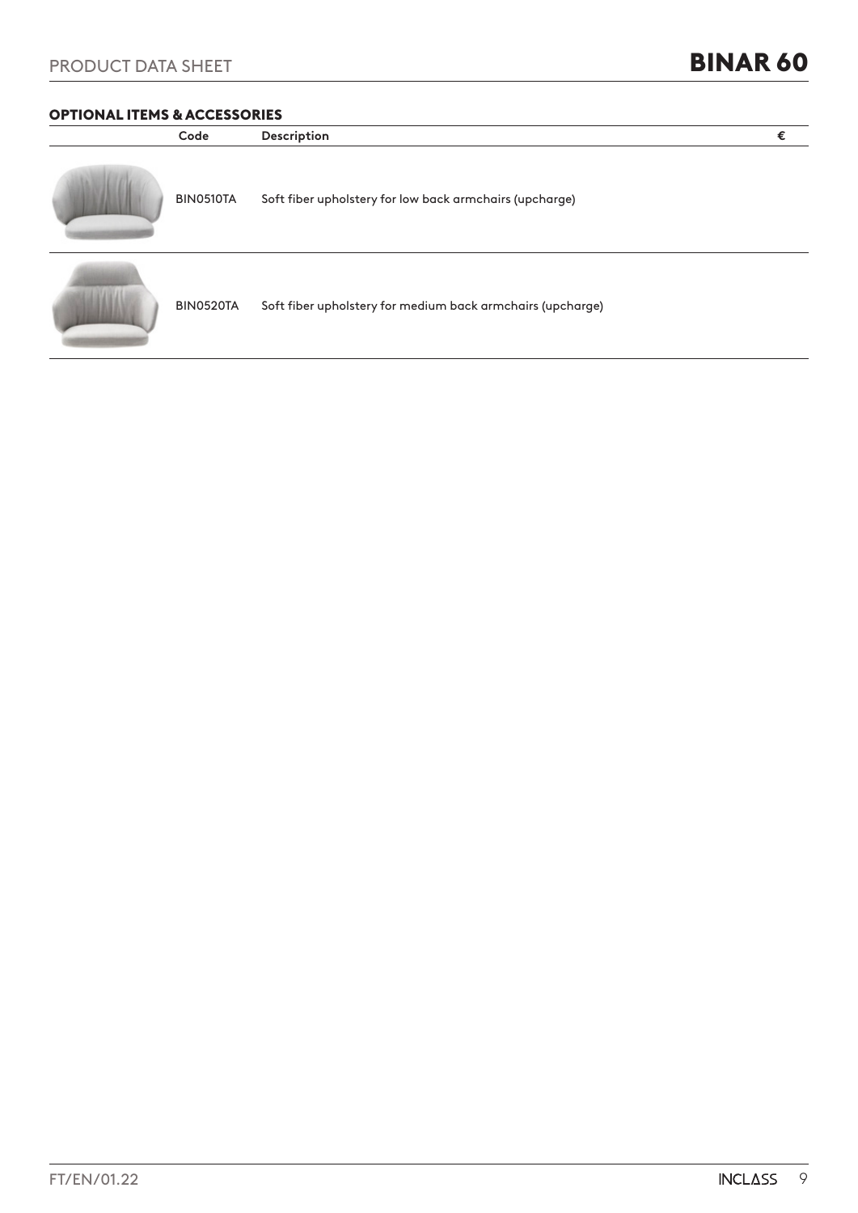## OPTIONAL ITEMS & ACCESSORIES

| | Code | Description | € |
|---|---|---|---|
| | BIN0510TA | Soft fiber upholstery for low back armchairs (upcharge) | |
| | BIN0520TA | Soft fiber upholstery for medium back armchairs (upcharge) | |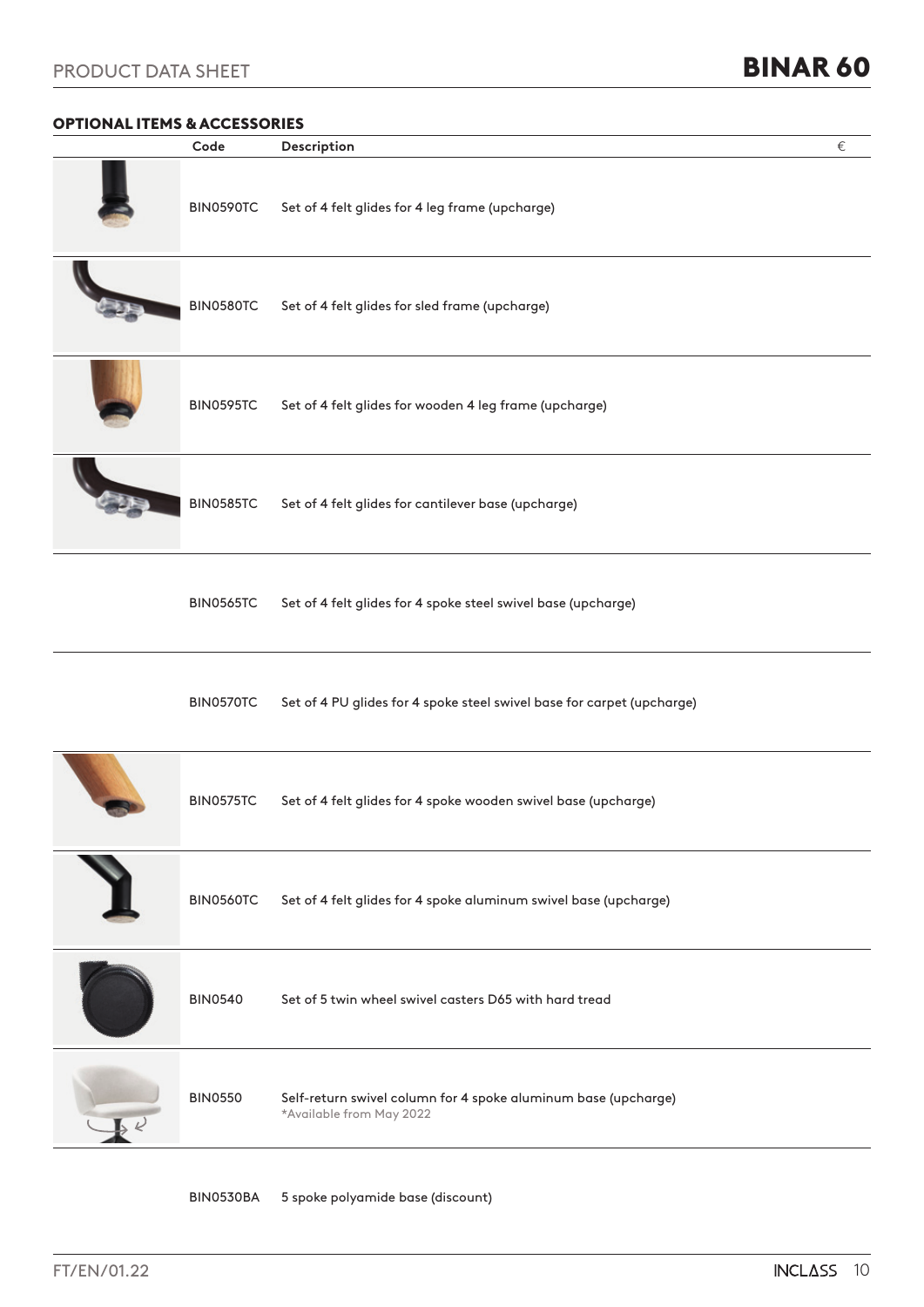## OPTIONAL ITEMS & ACCESSORIES

| | Code | Description | € |
|---|---|---|---|
| | BIN0590TC | Set of 4 felt glides for 4 leg frame (upcharge) | |
| | BIN0580TC | Set of 4 felt glides for sled frame (upcharge) | |
| | BIN0595TC | Set of 4 felt glides for wooden 4 leg frame (upcharge) | |
| | BIN0585TC | Set of 4 felt glides for cantilever base (upcharge) | |
| | BIN0565TC | Set of 4 felt glides for 4 spoke steel swivel base (upcharge) | |
| | BIN0570TC | Set of 4 PU glides for 4 spoke steel swivel base for carpet (upcharge) | |
| | BIN0575TC | Set of 4 felt glides for 4 spoke wooden swivel base (upcharge) | |
| | BIN0560TC | Set of 4 felt glides for 4 spoke aluminum swivel base (upcharge) | |
| | BIN0540 | Set of 5 twin wheel swivel casters D65 with hard tread | |
| | BIN0550 | Self-return swivel column for 4 spoke aluminum base (upcharge) *Available from May 2022 | |
| | BIN0530BA | 5 spoke polyamide base (discount) | |